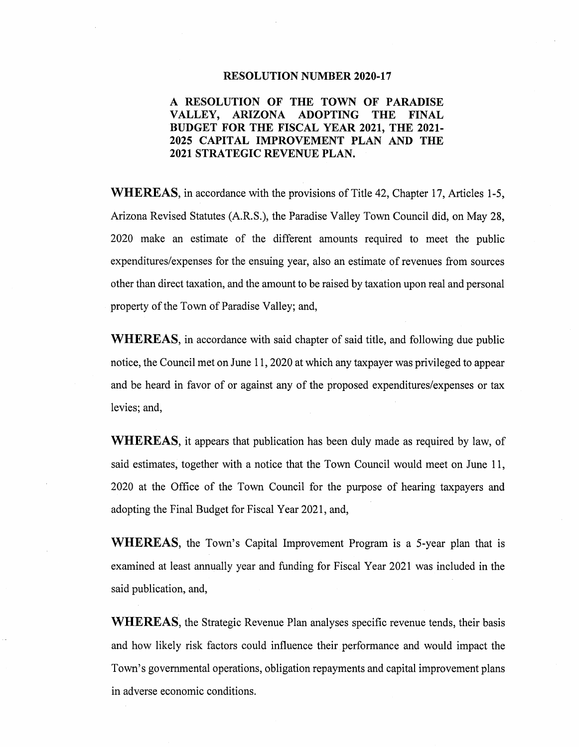# RESOLUTION NUMBER 2020-17

## A RESOLUTION OF THE TOWN OF PARADISE VALLEY, ARIZONA ADOPTING THE FINAL BUDGET FOR THE FISCAL YEAR 2021, THE 2021-2025 CAPITAL IMPROVEMENT PLAN AND THE 2021 STRATEGIC REVENUE PLAN.

**WHEREAS**, in accordance with the provisions of Title 42, Chapter 17, Articles 1-5, Arizona Revised Statutes (A.R.S.), the Paradise Valley Town Council did, on May 28, 2020 make an estimate of the different amounts required to meet the public expenditures/expenses for the ensuing year, also an estimate of revenues from sources other than direct taxation, and the amount to be raised by taxation upon real and personal property of the Town of Paradise Valley; and,

**WHEREAS**, in accordance with said chapter of said title, and following due public notice, the Council met on June 11, 2020 at which any taxpayer was privileged to appear and be heard in favor of or against any of the proposed expenditures/expenses or tax levies; and,

**WHEREAS**, it appears that publication has been duly made as required by law, of said estimates, together with a notice that the Town Council would meet on June 11, 2020 at the Office of the Town Council for the purpose of hearing taxpayers and adopting the Final Budget for Fiscal Year 2021, and,

**WHEREAS**, the Town's Capital Improvement Program is a 5-year plan that is examined at least annually year and funding for Fiscal Year 2021 was included in the said publication, and,

**WHEREAS**, the Strategic Revenue Plan analyses specific revenue tends, their basis and how likely risk factors could influence their performance and would impact the Town's governmental operations, obligation repayments and capital improvement plans in adverse economic conditions.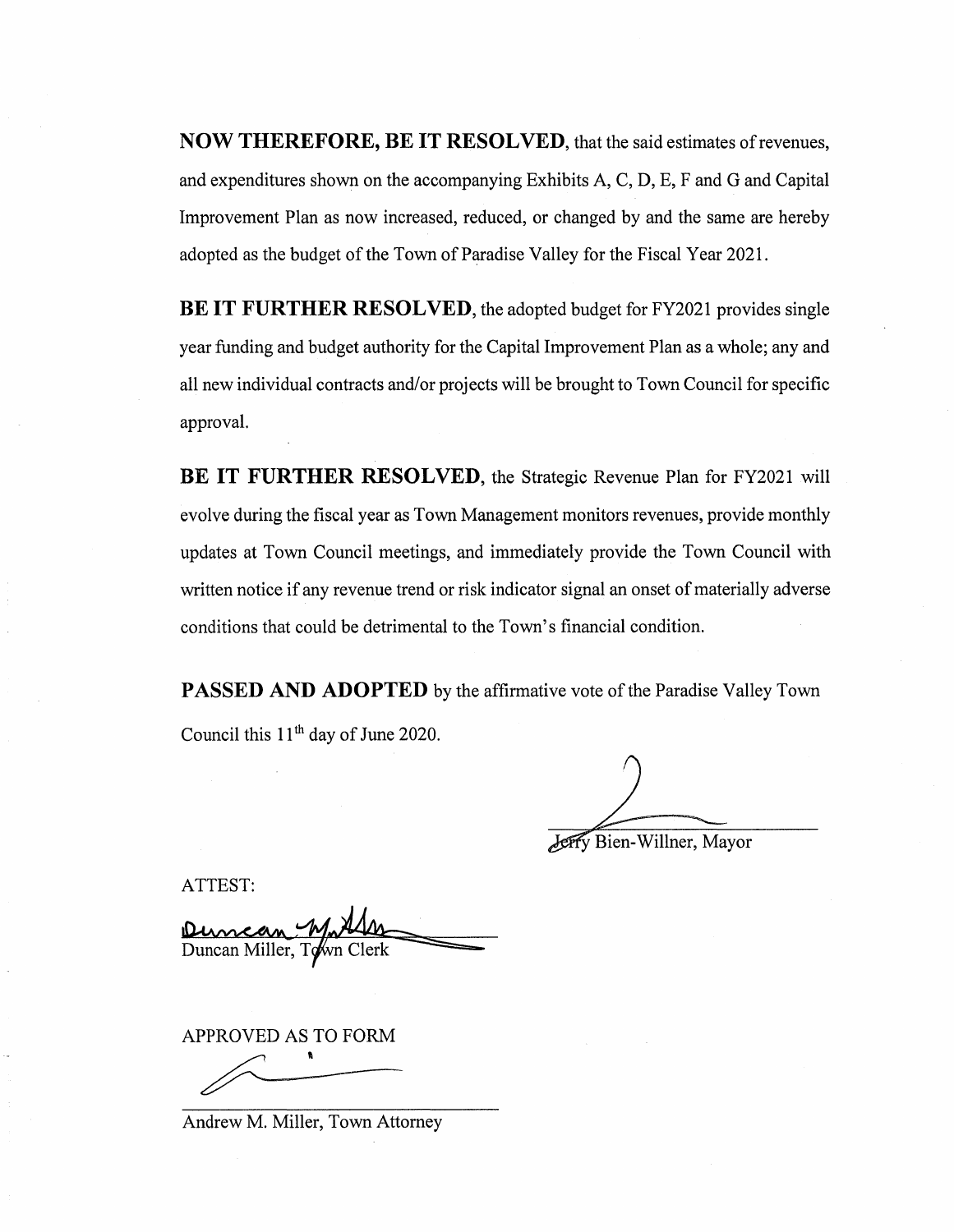**NOW THEREFORE, BE IT RESOLVED**, that the said estimates of revenues, and expenditures shown on the accompanying Exhibits A, C, D, E, F and G and Capital Improvement Plan as now increased, reduced, or changed by and the same are hereby adopted as the budget of the Town of Paradise Valley for the Fiscal Year 2021.

**BE IT FURTHER RESOLVED**, the adopted budget for FY2021 provides single year funding and budget authority for the Capital Improvement Plan as a whole; any and all new individual contracts and/or projects will be brought to Town Council for specific approval.

**BE IT FURTHER RESOLVED**, the Strategic Revenue Plan for FY2021 will evolve during the fiscal year as Town Management monitors revenues, provide monthly updates at Town Council meetings, and immediately provide the Town Council with written notice if any revenue trend or risk indicator signal an onset of materially adverse conditions that could be detrimental to the Town's financial condition.

**PASSED AND ADOPTED** by the affirmative vote of the Paradise Valley Town Council this 11th day of June 2020.

Jerry Bien-Willner, Mayor

ATTEST:

Duncan Miller, Town Clerk

APPROVED AS TO FORM

Andrew M. Miller, Town Attorney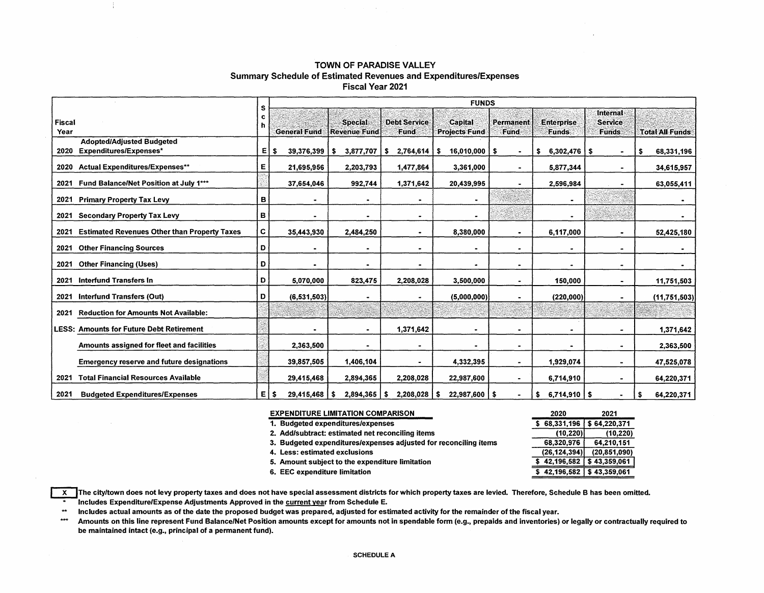# TOWN OF PARADISE VALLEY
## Summary Schedule of Estimated Revenues and Expenditures/Expenses
### Fiscal Year 2021

| Fiscal Year | | Sch | FUNDS | | | | | | | |
|---|---|---|---|---|---|---|---|---|---|---|
| | | | General Fund | Special Revenue Fund | Debt Service Fund | Capital Projects Fund | Permanent Fund | Enterprise Funds | Internal Service Funds | Total All Funds |
| 2020 | Adopted/Adjusted Budgeted Expenditures/Expenses* | E | $ 39,376,399 | $ 3,877,707 | $ 2,764,614 | $ 16,010,000 | $ - | $ 6,302,476 | $ - | $ 68,331,196 |
| 2020 | Actual Expenditures/Expenses** | E | 21,695,956 | 2,203,793 | 1,477,864 | 3,361,000 | - | 5,877,344 | - | 34,615,957 |
| 2021 | Fund Balance/Net Position at July 1*** | | 37,654,046 | 992,744 | 1,371,642 | 20,439,995 | - | 2,596,984 | - | 63,055,411 |
| 2021 | Primary Property Tax Levy | B | - | - | - | - | | - | | - |
| 2021 | Secondary Property Tax Levy | B | - | - | - | - | | - | | - |
| 2021 | Estimated Revenues Other than Property Taxes | C | 35,443,930 | 2,484,250 | - | 8,380,000 | - | 6,117,000 | - | 52,425,180 |
| 2021 | Other Financing Sources | D | - | - | - | - | - | - | - | - |
| 2021 | Other Financing (Uses) | D | - | - | - | - | - | - | - | - |
| 2021 | Interfund Transfers In | D | 5,070,000 | 823,475 | 2,208,028 | 3,500,000 | - | 150,000 | - | 11,751,503 |
| 2021 | Interfund Transfers (Out) | D | (6,531,503) | - | - | (5,000,000) | - | (220,000) | - | (11,751,503) |
| 2021 | Reduction for Amounts Not Available: | | | | | | | | | |
| LESS: | Amounts for Future Debt Retirement | | - | - | 1,371,642 | - | - | - | - | 1,371,642 |
| | Amounts assigned for fleet and facilities | | 2,363,500 | - | - | - | - | - | - | 2,363,500 |
| | Emergency reserve and future designations | | 39,857,505 | 1,406,104 | - | 4,332,395 | - | 1,929,074 | - | 47,525,078 |
| 2021 | Total Financial Resources Available | | 29,415,468 | 2,894,365 | 2,208,028 | 22,987,600 | - | 6,714,910 | - | 64,220,371 |
| 2021 | Budgeted Expenditures/Expenses | E | $ 29,415,468 | $ 2,894,365 | $ 2,208,028 | $ 22,987,600 | $ - | $ 6,714,910 | $ - | $ 64,220,371 |

| EXPENDITURE LIMITATION COMPARISON | 2020 | 2021 |
|---|---|---|
| 1. Budgeted expenditures/expenses | $ 68,331,196 | $ 64,220,371 |
| 2. Add/subtract: estimated net reconciling items | (10,220) | (10,220) |
| 3. Budgeted expenditures/expenses adjusted for reconciling items | 68,320,976 | 64,210,151 |
| 4. Less: estimated exclusions | (26,124,394) | (20,851,090) |
| 5. Amount subject to the expenditure limitation | $ 42,196,582 | $ 43,359,061 |
| 6. EEC expenditure limitation | $ 42,196,582 | $ 43,359,061 |

[X] The city/town does not levy property taxes and does not have special assessment districts for which property taxes are levied. Therefore, Schedule B has been omitted.

\* Includes Expenditure/Expense Adjustments Approved in the current year from Schedule E.

\*\* Includes actual amounts as of the date the proposed budget was prepared, adjusted for estimated activity for the remainder of the fiscal year.

\*\*\* Amounts on this line represent Fund Balance/Net Position amounts except for amounts not in spendable form (e.g., prepaids and inventories) or legally or contractually required to be maintained intact (e.g., principal of a permanent fund).

SCHEDULE A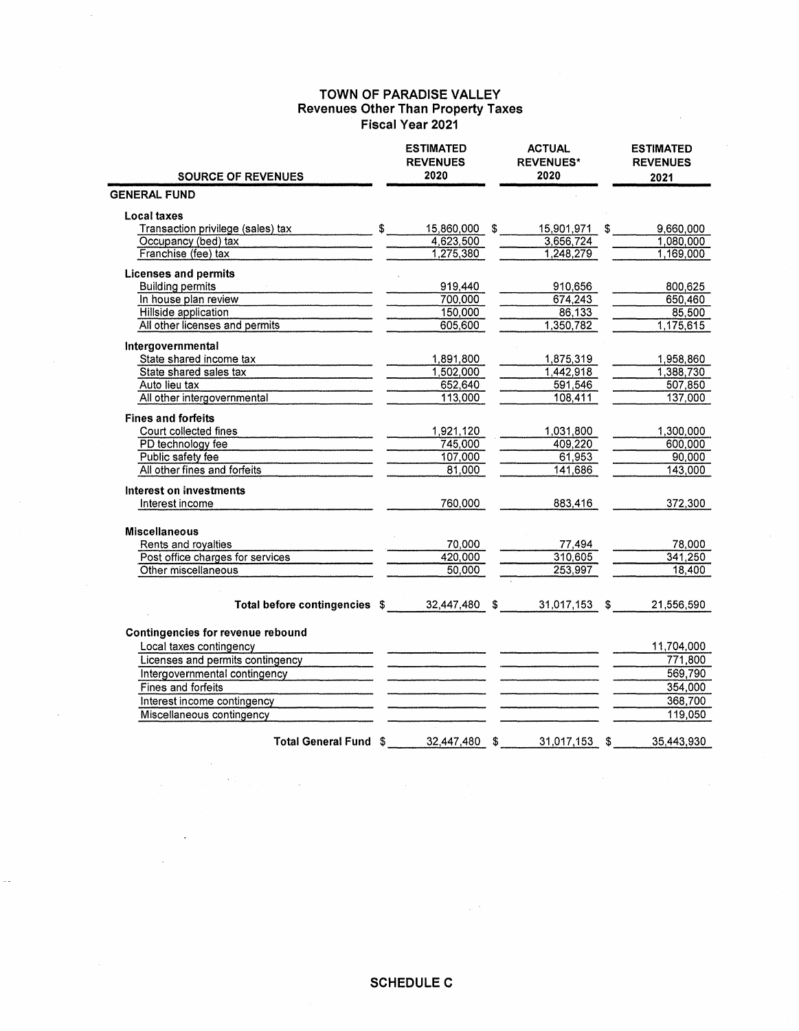# TOWN OF PARADISE VALLEY
## Revenues Other Than Property Taxes
### Fiscal Year 2021

| SOURCE OF REVENUES | ESTIMATED REVENUES 2020 | ACTUAL REVENUES* 2020 | ESTIMATED REVENUES 2021 |
|---|---|---|---|
| **GENERAL FUND** | | | |
| **Local taxes** | | | |
| Transaction privilege (sales) tax | $ 15,860,000 | $ 15,901,971 | $ 9,660,000 |
| Occupancy (bed) tax | 4,623,500 | 3,656,724 | 1,080,000 |
| Franchise (fee) tax | 1,275,380 | 1,248,279 | 1,169,000 |
| **Licenses and permits** | | | |
| Building permits | 919,440 | 910,656 | 800,625 |
| In house plan review | 700,000 | 674,243 | 650,460 |
| Hillside application | 150,000 | 86,133 | 85,500 |
| All other licenses and permits | 605,600 | 1,350,782 | 1,175,615 |
| **Intergovernmental** | | | |
| State shared income tax | 1,891,800 | 1,875,319 | 1,958,860 |
| State shared sales tax | 1,502,000 | 1,442,918 | 1,388,730 |
| Auto lieu tax | 652,640 | 591,546 | 507,850 |
| All other intergovernmental | 113,000 | 108,411 | 137,000 |
| **Fines and forfeits** | | | |
| Court collected fines | 1,921,120 | 1,031,800 | 1,300,000 |
| PD technology fee | 745,000 | 409,220 | 600,000 |
| Public safety fee | 107,000 | 61,953 | 90,000 |
| All other fines and forfeits | 81,000 | 141,686 | 143,000 |
| **Interest on investments** | | | |
| Interest income | 760,000 | 883,416 | 372,300 |
| **Miscellaneous** | | | |
| Rents and royalties | 70,000 | 77,494 | 78,000 |
| Post office charges for services | 420,000 | 310,605 | 341,250 |
| Other miscellaneous | 50,000 | 253,997 | 18,400 |
| **Total before contingencies** | $ 32,447,480 | $ 31,017,153 | $ 21,556,590 |
| **Contingencies for revenue rebound** | | | |
| Local taxes contingency | | | 11,704,000 |
| Licenses and permits contingency | | | 771,800 |
| Intergovernmental contingency | | | 569,790 |
| Fines and forfeits | | | 354,000 |
| Interest income contingency | | | 368,700 |
| Miscellaneous contingency | | | 119,050 |
| **Total General Fund** | $ 32,447,480 | $ 31,017,153 | $ 35,443,930 |

**SCHEDULE C**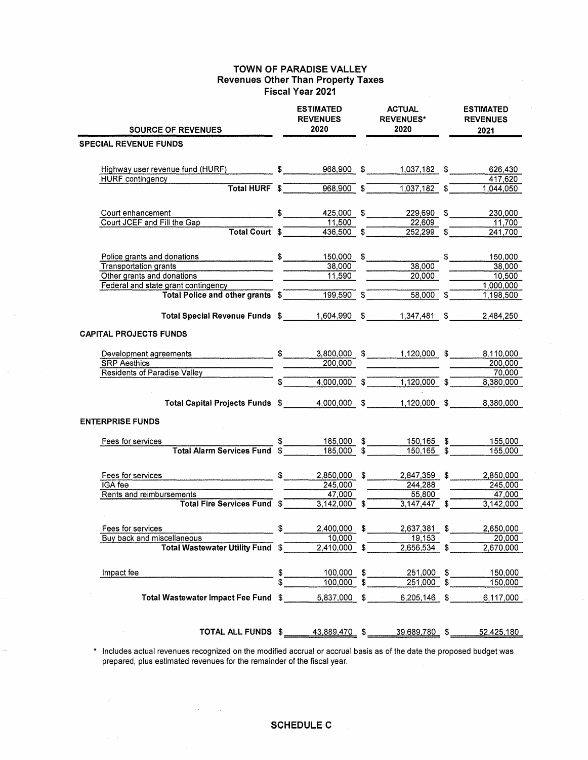# TOWN OF PARADISE VALLEY
## Revenues Other Than Property Taxes
### Fiscal Year 2021

| SOURCE OF REVENUES | ESTIMATED REVENUES 2020 | ACTUAL REVENUES* 2020 | ESTIMATED REVENUES 2021 |
|---|---|---|---|
| **SPECIAL REVENUE FUNDS** | | | |
| Highway user revenue fund (HURF) | $ 968,900 | $ 1,037,182 | $ 626,430 |
| HURF contingency | | | 417,620 |
| **Total HURF** | $ 968,900 | $ 1,037,182 | $ 1,044,050 |
| Court enhancement | $ 425,000 | $ 229,690 | $ 230,000 |
| Court JCEF and Fill the Gap | 11,500 | 22,609 | 11,700 |
| **Total Court** | $ 436,500 | $ 252,299 | $ 241,700 |
| Police grants and donations | $ 150,000 | $ | $ 150,000 |
| Transportation grants | 38,000 | 38,000 | 38,000 |
| Other grants and donations | 11,590 | 20,000 | 10,500 |
| Federal and state grant contingency | | | 1,000,000 |
| **Total Police and other grants** | $ 199,590 | $ 58,000 | $ 1,198,500 |
| **Total Special Revenue Funds** | $ 1,604,990 | $ 1,347,481 | $ 2,484,250 |
| **CAPITAL PROJECTS FUNDS** | | | |
| Development agreements | $ 3,800,000 | $ 1,120,000 | $ 8,110,000 |
| SRP Aesthics | 200,000 | | 200,000 |
| Residents of Paradise Valley | | | 70,000 |
| | $ 4,000,000 | $ 1,120,000 | $ 8,380,000 |
| **Total Capital Projects Funds** | $ 4,000,000 | $ 1,120,000 | $ 8,380,000 |
| **ENTERPRISE FUNDS** | | | |
| Fees for services | $ 185,000 | $ 150,165 | $ 155,000 |
| **Total Alarm Services Fund** | $ 185,000 | $ 150,165 | $ 155,000 |
| Fees for services | $ 2,850,000 | $ 2,847,359 | $ 2,850,000 |
| IGA fee | 245,000 | 244,288 | 245,000 |
| Rents and reimbursements | 47,000 | 55,800 | 47,000 |
| **Total Fire Services Fund** | $ 3,142,000 | $ 3,147,447 | $ 3,142,000 |
| Fees for services | $ 2,400,000 | $ 2,637,381 | $ 2,650,000 |
| Buy back and miscellaneous | 10,000 | 19,153 | 20,000 |
| **Total Wastewater Utility Fund** | $ 2,410,000 | $ 2,656,534 | $ 2,670,000 |
| Impact fee | $ 100,000 | $ 251,000 | $ 150,000 |
| | $ 100,000 | $ 251,000 | $ 150,000 |
| **Total Wastewater Impact Fee Fund** | $ 5,837,000 | $ 6,205,146 | $ 6,117,000 |
| **TOTAL ALL FUNDS** | $ 43,889,470 | $ 39,689,780 | $ 52,425,180 |

\* Includes actual revenues recognized on the modified accrual or accrual basis as of the date the proposed budget was prepared, plus estimated revenues for the remainder of the fiscal year.

**SCHEDULE C**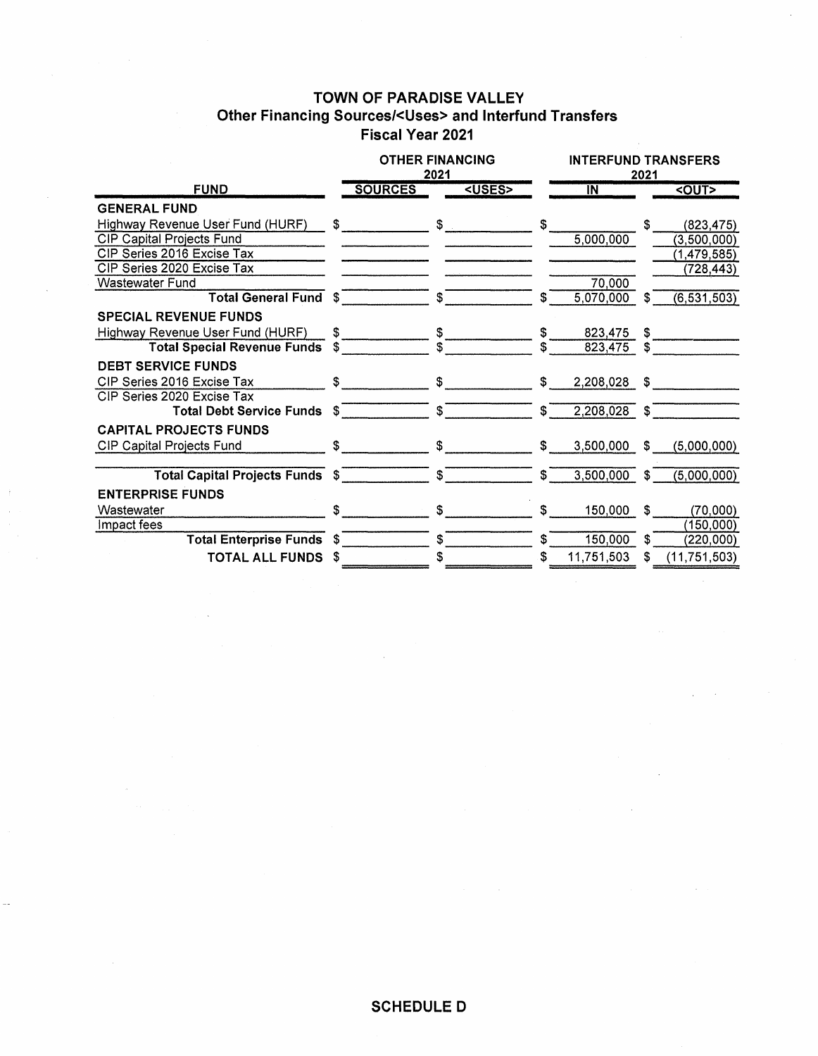# TOWN OF PARADISE VALLEY
## Other Financing Sources/<Uses> and Interfund Transfers
### Fiscal Year 2021

| FUND | OTHER FINANCING 2021 | | INTERFUND TRANSFERS 2021 | |
|---|---|---|---|---|
| | SOURCES | <USES> | IN | <OUT> |
| **GENERAL FUND** | | | | |
| Highway Revenue User Fund (HURF) | $ | $ | $ | $ (823,475) |
| CIP Capital Projects Fund | | | 5,000,000 | (3,500,000) |
| CIP Series 2016 Excise Tax | | | | (1,479,585) |
| CIP Series 2020 Excise Tax | | | | (728,443) |
| Wastewater Fund | | | 70,000 | |
| **Total General Fund** | $ | $ | $ 5,070,000 | $ (6,531,503) |
| **SPECIAL REVENUE FUNDS** | | | | |
| Highway Revenue User Fund (HURF) | $ | $ | $ 823,475 | $ |
| **Total Special Revenue Funds** | $ | $ | $ 823,475 | $ |
| **DEBT SERVICE FUNDS** | | | | |
| CIP Series 2016 Excise Tax | $ | $ | $ 2,208,028 | $ |
| CIP Series 2020 Excise Tax | | | | |
| **Total Debt Service Funds** | $ | $ | $ 2,208,028 | $ |
| **CAPITAL PROJECTS FUNDS** | | | | |
| CIP Capital Projects Fund | $ | $ | $ 3,500,000 | $ (5,000,000) |
| **Total Capital Projects Funds** | $ | $ | $ 3,500,000 | $ (5,000,000) |
| **ENTERPRISE FUNDS** | | | | |
| Wastewater | $ | $ | $ 150,000 | $ (70,000) |
| Impact fees | | | | (150,000) |
| **Total Enterprise Funds** | $ | $ | $ 150,000 | $ (220,000) |
| **TOTAL ALL FUNDS** | $ | $ | $ 11,751,503 | $ (11,751,503) |

**SCHEDULE D**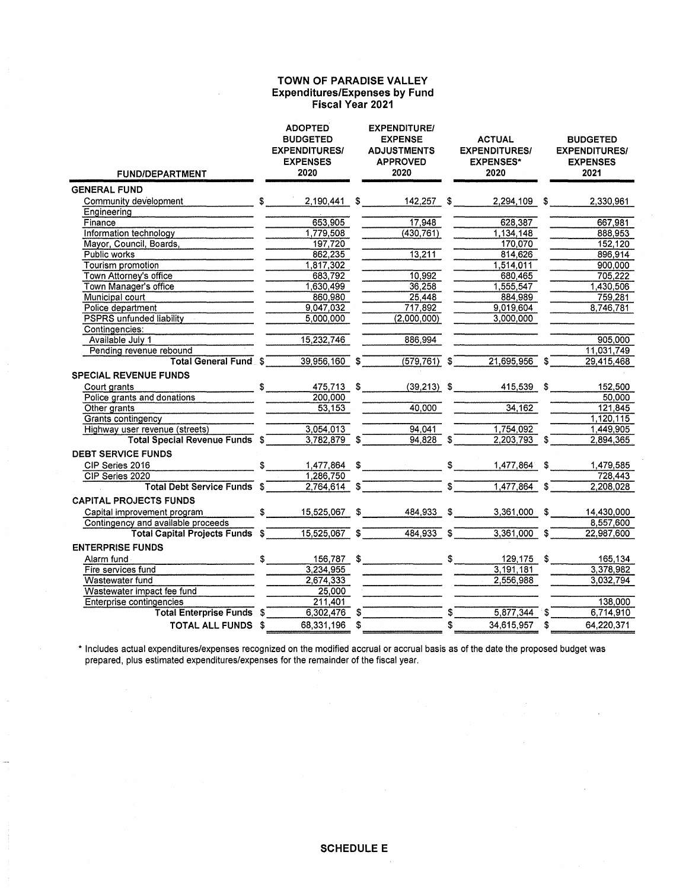# TOWN OF PARADISE VALLEY
## Expenditures/Expenses by Fund
## Fiscal Year 2021

| FUND/DEPARTMENT | ADOPTED BUDGETED EXPENDITURES/ EXPENSES 2020 | EXPENDITURE/ EXPENSE ADJUSTMENTS APPROVED 2020 | ACTUAL EXPENDITURES/ EXPENSES* 2020 | BUDGETED EXPENDITURES/ EXPENSES 2021 |
|---|---|---|---|---|
| **GENERAL FUND** | | | | |
| Community development | $ 2,190,441 | $ 142,257 | $ 2,294,109 | $ 2,330,961 |
| Engineering | | | | |
| Finance | 653,905 | 17,948 | 628,387 | 667,981 |
| Information technology | 1,779,508 | (430,761) | 1,134,148 | 888,953 |
| Mayor, Council, Boards, | 197,720 | | 170,070 | 152,120 |
| Public works | 862,235 | 13,211 | 814,626 | 896,914 |
| Tourism promotion | 1,817,302 | | 1,514,011 | 900,000 |
| Town Attorney's office | 683,792 | 10,992 | 680,465 | 705,222 |
| Town Manager's office | 1,630,499 | 36,258 | 1,555,547 | 1,430,506 |
| Municipal court | 860,980 | 25,448 | 884,989 | 759,281 |
| Police department | 9,047,032 | 717,892 | 9,019,604 | 8,746,781 |
| PSPRS unfunded liability | 5,000,000 | (2,000,000) | 3,000,000 | |
| Contingencies: | | | | |
| Available July 1 | 15,232,746 | 886,994 | | 905,000 |
| Pending revenue rebound | | | | 11,031,749 |
| **Total General Fund** | $ 39,956,160 | $ (579,761) | $ 21,695,956 | $ 29,415,468 |
| **SPECIAL REVENUE FUNDS** | | | | |
| Court grants | $ 475,713 | $ (39,213) | $ 415,539 | $ 152,500 |
| Police grants and donations | 200,000 | | | 50,000 |
| Other grants | 53,153 | 40,000 | 34,162 | 121,845 |
| Grants contingency | | | | 1,120,115 |
| Highway user revenue (streets) | 3,054,013 | 94,041 | 1,754,092 | 1,449,905 |
| **Total Special Revenue Funds** | $ 3,782,879 | $ 94,828 | $ 2,203,793 | $ 2,894,365 |
| **DEBT SERVICE FUNDS** | | | | |
| CIP Series 2016 | $ 1,477,864 | $ | $ 1,477,864 | $ 1,479,585 |
| CIP Series 2020 | 1,286,750 | | | 728,443 |
| **Total Debt Service Funds** | $ 2,764,614 | $ | $ 1,477,864 | $ 2,208,028 |
| **CAPITAL PROJECTS FUNDS** | | | | |
| Capital improvement program | $ 15,525,067 | $ 484,933 | $ 3,361,000 | $ 14,430,000 |
| Contingency and available proceeds | | | | 8,557,600 |
| **Total Capital Projects Funds** | $ 15,525,067 | $ 484,933 | $ 3,361,000 | $ 22,987,600 |
| **ENTERPRISE FUNDS** | | | | |
| Alarm fund | $ 156,787 | $ | $ 129,175 | $ 165,134 |
| Fire services fund | 3,234,955 | | 3,191,181 | 3,378,982 |
| Wastewater fund | 2,674,333 | | 2,556,988 | 3,032,794 |
| Wastewater impact fee fund | 25,000 | | | |
| Enterprise contingencies | 211,401 | | | 138,000 |
| **Total Enterprise Funds** | $ 6,302,476 | $ | $ 5,877,344 | $ 6,714,910 |
| **TOTAL ALL FUNDS** | $ 68,331,196 | $ | $ 34,615,957 | $ 64,220,371 |

\* Includes actual expenditures/expenses recognized on the modified accrual or accrual basis as of the date the proposed budget was prepared, plus estimated expenditures/expenses for the remainder of the fiscal year.

**SCHEDULE E**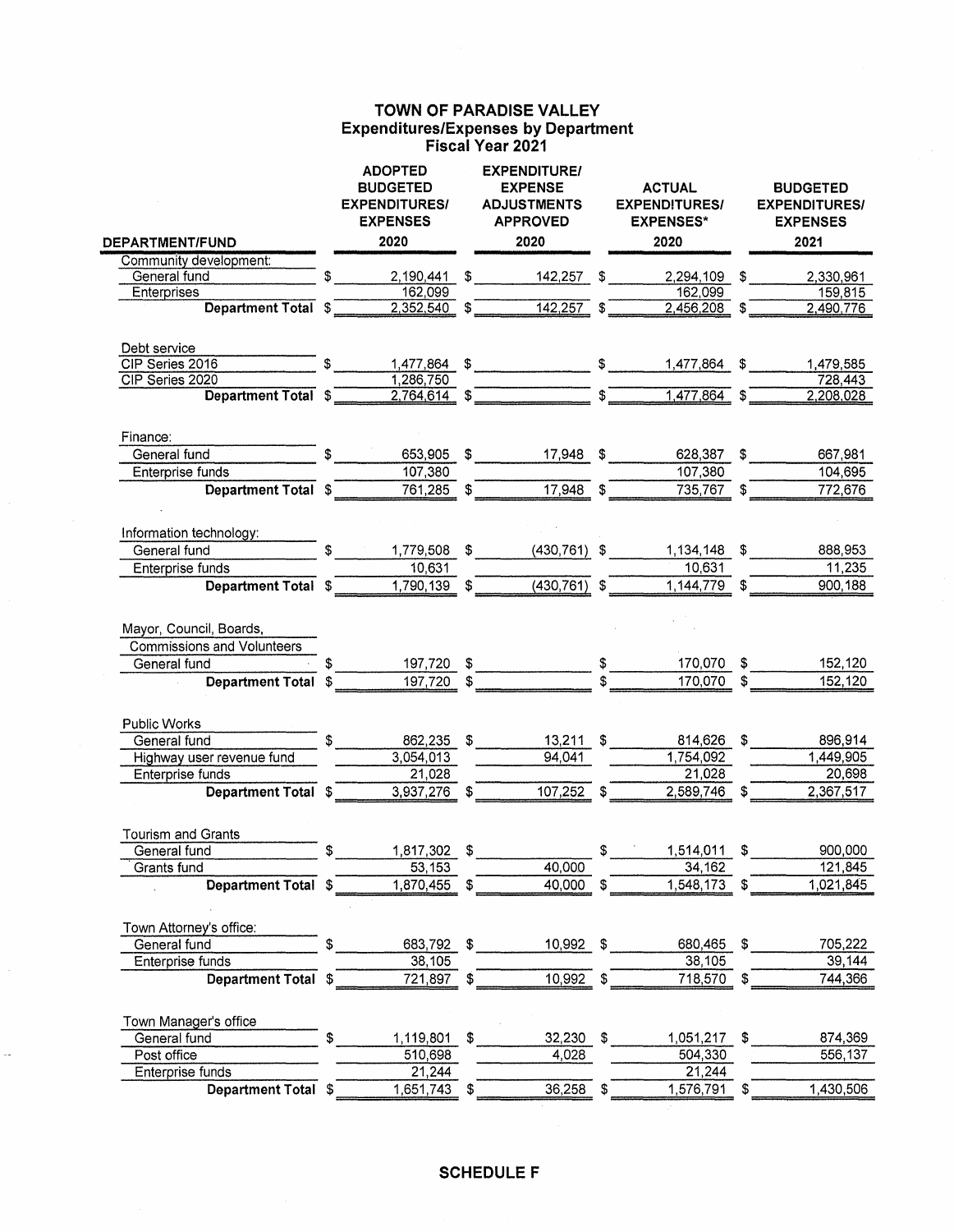# TOWN OF PARADISE VALLEY
## Expenditures/Expenses by Department
### Fiscal Year 2021

| DEPARTMENT/FUND | ADOPTED BUDGETED EXPENDITURES/ EXPENSES 2020 | EXPENDITURE/ EXPENSE ADJUSTMENTS APPROVED 2020 | ACTUAL EXPENDITURES/ EXPENSES* 2020 | BUDGETED EXPENDITURES/ EXPENSES 2021 |
|---|---|---|---|---|
| Community development: | | | | |
| General fund | $ 2,190,441 | $ 142,257 | $ 2,294,109 | $ 2,330,961 |
| Enterprises | 162,099 | | 162,099 | 159,815 |
| **Department Total** | $ 2,352,540 | $ 142,257 | $ 2,456,208 | $ 2,490,776 |
| Debt service | | | | |
| CIP Series 2016 | $ 1,477,864 | $ | $ 1,477,864 | $ 1,479,585 |
| CIP Series 2020 | 1,286,750 | | | 728,443 |
| **Department Total** | $ 2,764,614 | $ | $ 1,477,864 | $ 2,208,028 |
| Finance: | | | | |
| General fund | $ 653,905 | $ 17,948 | $ 628,387 | $ 667,981 |
| Enterprise funds | 107,380 | | 107,380 | 104,695 |
| **Department Total** | $ 761,285 | $ 17,948 | $ 735,767 | $ 772,676 |
| Information technology: | | | | |
| General fund | $ 1,779,508 | $ (430,761) | $ 1,134,148 | $ 888,953 |
| Enterprise funds | 10,631 | | 10,631 | 11,235 |
| **Department Total** | $ 1,790,139 | $ (430,761) | $ 1,144,779 | $ 900,188 |
| Mayor, Council, Boards, Commissions and Volunteers | | | | |
| General fund | $ 197,720 | $ | $ 170,070 | $ 152,120 |
| **Department Total** | $ 197,720 | $ | $ 170,070 | $ 152,120 |
| Public Works | | | | |
| General fund | $ 862,235 | $ 13,211 | $ 814,626 | $ 896,914 |
| Highway user revenue fund | 3,054,013 | 94,041 | 1,754,092 | 1,449,905 |
| Enterprise funds | 21,028 | | 21,028 | 20,698 |
| **Department Total** | $ 3,937,276 | $ 107,252 | $ 2,589,746 | $ 2,367,517 |
| Tourism and Grants | | | | |
| General fund | $ 1,817,302 | $ | $ 1,514,011 | $ 900,000 |
| Grants fund | 53,153 | 40,000 | 34,162 | 121,845 |
| **Department Total** | $ 1,870,455 | $ 40,000 | $ 1,548,173 | $ 1,021,845 |
| Town Attorney's office: | | | | |
| General fund | $ 683,792 | $ 10,992 | $ 680,465 | $ 705,222 |
| Enterprise funds | 38,105 | | 38,105 | 39,144 |
| **Department Total** | $ 721,897 | $ 10,992 | $ 718,570 | $ 744,366 |
| Town Manager's office | | | | |
| General fund | $ 1,119,801 | $ 32,230 | $ 1,051,217 | $ 874,369 |
| Post office | 510,698 | 4,028 | 504,330 | 556,137 |
| Enterprise funds | 21,244 | | 21,244 | |
| **Department Total** | $ 1,651,743 | $ 36,258 | $ 1,576,791 | $ 1,430,506 |

**SCHEDULE F**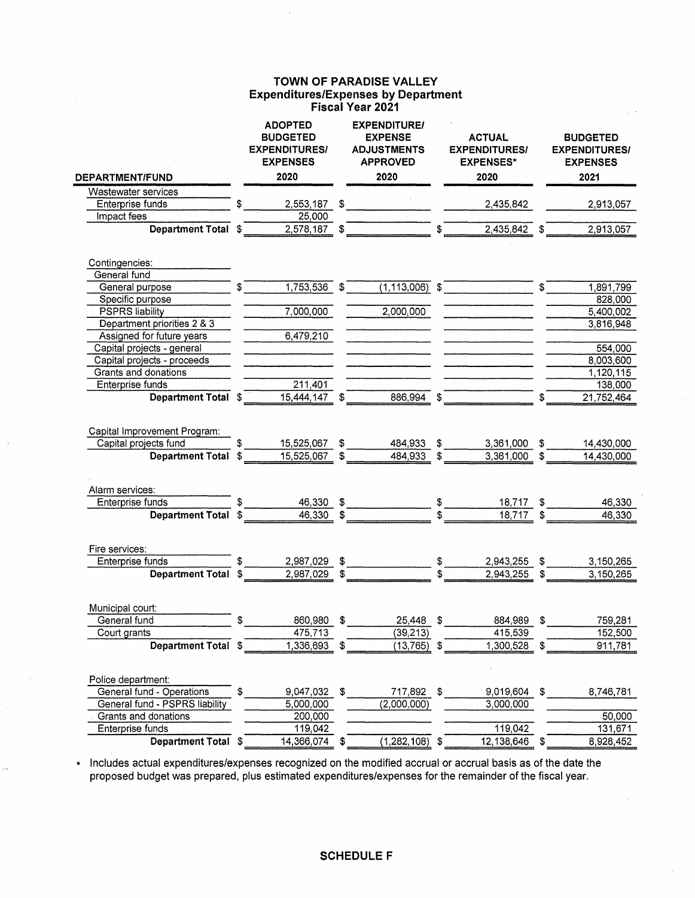# TOWN OF PARADISE VALLEY
## Expenditures/Expenses by Department
### Fiscal Year 2021

| DEPARTMENT/FUND | ADOPTED BUDGETED EXPENDITURES/ EXPENSES 2020 | EXPENDITURE/ EXPENSE ADJUSTMENTS APPROVED 2020 | ACTUAL EXPENDITURES/ EXPENSES* 2020 | BUDGETED EXPENDITURES/ EXPENSES 2021 |
|---|---|---|---|---|
| Wastewater services | | | | |
| Enterprise funds | $ 2,553,187 | $ | 2,435,842 | 2,913,057 |
| Impact fees | 25,000 | | | |
| **Department Total** | $ 2,578,187 | $ | $ 2,435,842 | $ 2,913,057 |
| | | | | |
| Contingencies: | | | | |
| General fund | | | | |
| General purpose | $ 1,753,536 | $ (1,113,006) | $ | $ 1,891,799 |
| Specific purpose | | | | 828,000 |
| PSPRS liability | 7,000,000 | 2,000,000 | | 5,400,002 |
| Department priorities 2 & 3 | | | | 3,816,948 |
| Assigned for future years | 6,479,210 | | | |
| Capital projects - general | | | | 554,000 |
| Capital projects - proceeds | | | | 8,003,600 |
| Grants and donations | | | | 1,120,115 |
| Enterprise funds | 211,401 | | | 138,000 |
| **Department Total** | $ 15,444,147 | $ 886,994 | $ | $ 21,752,464 |
| | | | | |
| Capital Improvement Program: | | | | |
| Capital projects fund | $ 15,525,067 | $ 484,933 | $ 3,361,000 | $ 14,430,000 |
| **Department Total** | $ 15,525,067 | $ 484,933 | $ 3,361,000 | $ 14,430,000 |
| | | | | |
| Alarm services: | | | | |
| Enterprise funds | $ 46,330 | $ | $ 18,717 | $ 46,330 |
| **Department Total** | $ 46,330 | $ | $ 18,717 | $ 46,330 |
| | | | | |
| Fire services: | | | | |
| Enterprise funds | $ 2,987,029 | $ | $ 2,943,255 | $ 3,150,265 |
| **Department Total** | $ 2,987,029 | $ | $ 2,943,255 | $ 3,150,265 |
| | | | | |
| Municipal court: | | | | |
| General fund | $ 860,980 | $ 25,448 | $ 884,989 | $ 759,281 |
| Court grants | 475,713 | (39,213) | 415,539 | 152,500 |
| **Department Total** | $ 1,336,693 | $ (13,765) | $ 1,300,528 | $ 911,781 |
| | | | | |
| Police department: | | | | |
| General fund - Operations | $ 9,047,032 | $ 717,892 | $ 9,019,604 | $ 8,746,781 |
| General fund - PSPRS liability | 5,000,000 | (2,000,000) | 3,000,000 | |
| Grants and donations | 200,000 | | | 50,000 |
| Enterprise funds | 119,042 | | 119,042 | 131,671 |
| **Department Total** | $ 14,366,074 | $ (1,282,108) | $ 12,138,646 | $ 8,928,452 |

\* Includes actual expenditures/expenses recognized on the modified accrual or accrual basis as of the date the proposed budget was prepared, plus estimated expenditures/expenses for the remainder of the fiscal year.

**SCHEDULE F**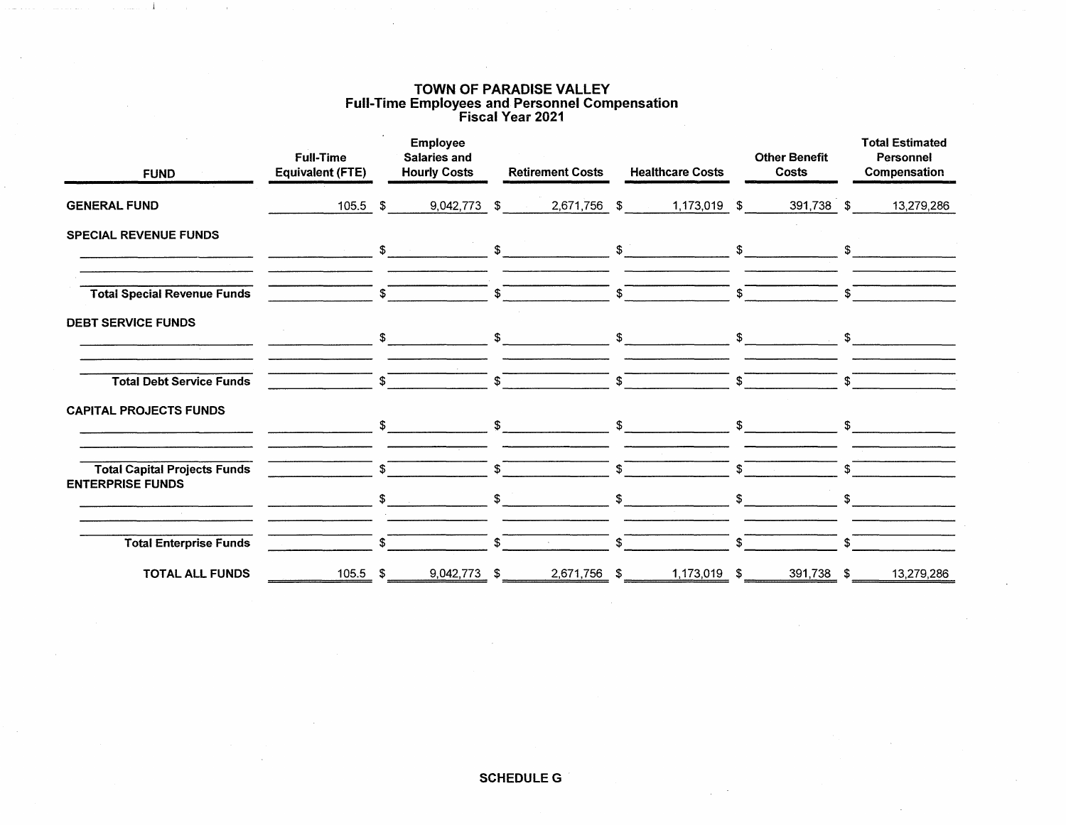# TOWN OF PARADISE VALLEY
## Full-Time Employees and Personnel Compensation
## Fiscal Year 2021

| FUND | Full-Time Equivalent (FTE) | Employee Salaries and Hourly Costs | Retirement Costs | Healthcare Costs | Other Benefit Costs | Total Estimated Personnel Compensation |
|---|---|---|---|---|---|---|
| **GENERAL FUND** | 105.5 | $ 9,042,773 | $ 2,671,756 | $ 1,173,019 | $ 391,738 | $ 13,279,286 |
| **SPECIAL REVENUE FUNDS** | | | | | | |
| | | $ | $ | $ | $ | $ |
| | | | | | | |
| **Total Special Revenue Funds** | | $ | $ | $ | $ | $ |
| **DEBT SERVICE FUNDS** | | | | | | |
| | | $ | $ | $ | $ | $ |
| | | | | | | |
| **Total Debt Service Funds** | | $ | $ | $ | $ | $ |
| **CAPITAL PROJECTS FUNDS** | | | | | | |
| | | $ | $ | $ | $ | $ |
| | | | | | | |
| **Total Capital Projects Funds** | | $ | $ | $ | $ | $ |
| **ENTERPRISE FUNDS** | | | | | | |
| | | $ | $ | $ | $ | $ |
| | | | | | | |
| **Total Enterprise Funds** | | $ | $ | $ | $ | $ |
| **TOTAL ALL FUNDS** | 105.5 | $ 9,042,773 | $ 2,671,756 | $ 1,173,019 | $ 391,738 | $ 13,279,286 |

**SCHEDULE G**